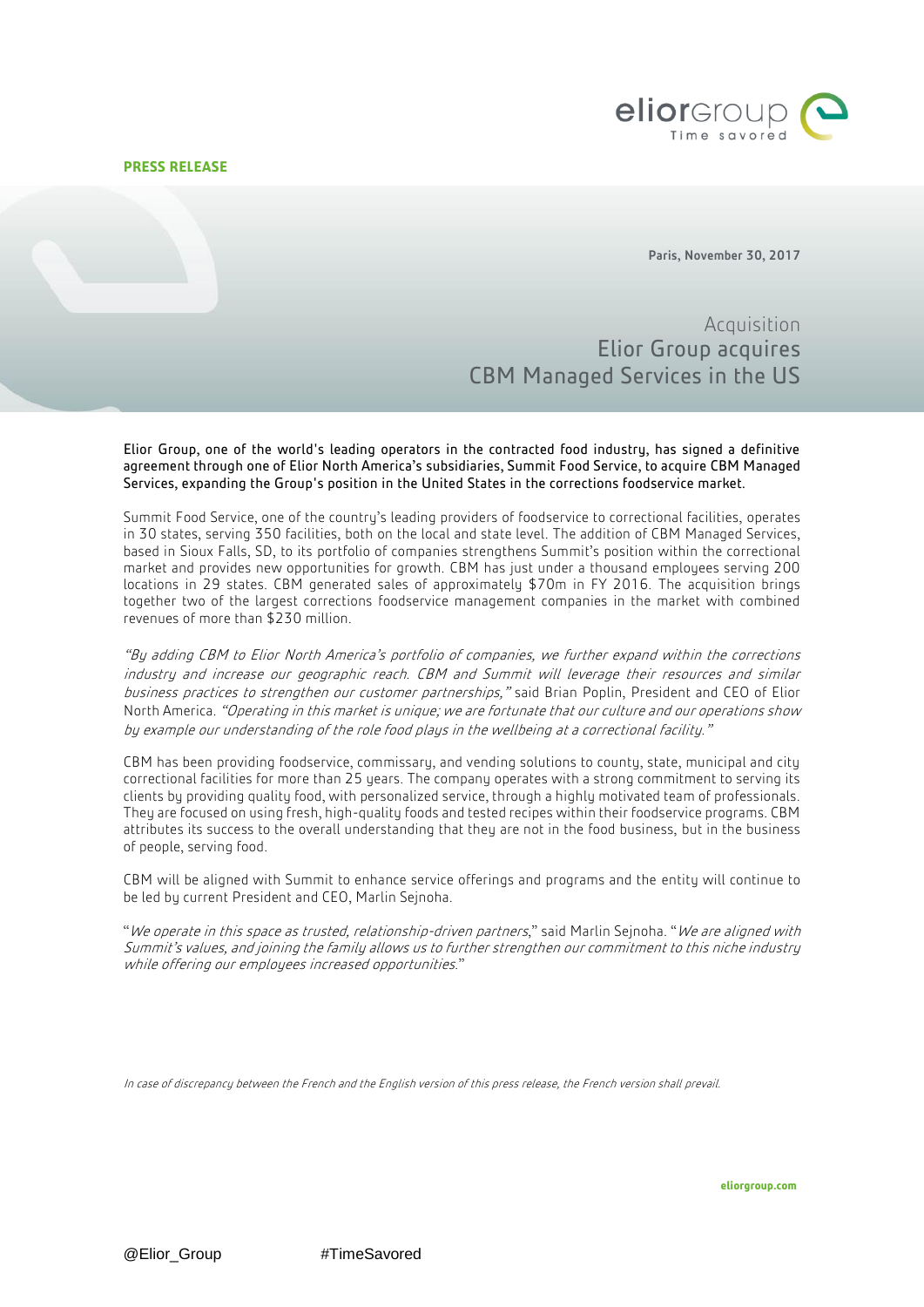**PRESS RELEASE**

Paris, November 30, 2017

# Acquisition
# Elior Group acquires CBM Managed Services in the US

Elior Group, one of the world's leading operators in the contracted food industry, has signed a definitive agreement through one of Elior North America's subsidiaries, Summit Food Service, to acquire CBM Managed Services, expanding the Group's position in the United States in the corrections foodservice market.

Summit Food Service, one of the country's leading providers of foodservice to correctional facilities, operates in 30 states, serving 350 facilities, both on the local and state level. The addition of CBM Managed Services, based in Sioux Falls, SD, to its portfolio of companies strengthens Summit's position within the correctional market and provides new opportunities for growth. CBM has just under a thousand employees serving 200 locations in 29 states. CBM generated sales of approximately $70m in FY 2016. The acquisition brings together two of the largest corrections foodservice management companies in the market with combined revenues of more than $230 million.

*"By adding CBM to Elior North America's portfolio of companies, we further expand within the corrections industry and increase our geographic reach. CBM and Summit will leverage their resources and similar business practices to strengthen our customer partnerships,"* said Brian Poplin, President and CEO of Elior North America. *"Operating in this market is unique; we are fortunate that our culture and our operations show by example our understanding of the role food plays in the wellbeing at a correctional facility."*

CBM has been providing foodservice, commissary, and vending solutions to county, state, municipal and city correctional facilities for more than 25 years. The company operates with a strong commitment to serving its clients by providing quality food, with personalized service, through a highly motivated team of professionals. They are focused on using fresh, high-quality foods and tested recipes within their foodservice programs. CBM attributes its success to the overall understanding that they are not in the food business, but in the business of people, serving food.

CBM will be aligned with Summit to enhance service offerings and programs and the entity will continue to be led by current President and CEO, Marlin Sejnoha.

"*We operate in this space as trusted, relationship-driven partners*," said Marlin Sejnoha. "*We are aligned with Summit's values, and joining the family allows us to further strengthen our commitment to this niche industry while offering our employees increased opportunities.*"

*In case of discrepancy between the French and the English version of this press release, the French version shall prevail.*

**eliorgroup.com**

@Elior_Group #TimeSavored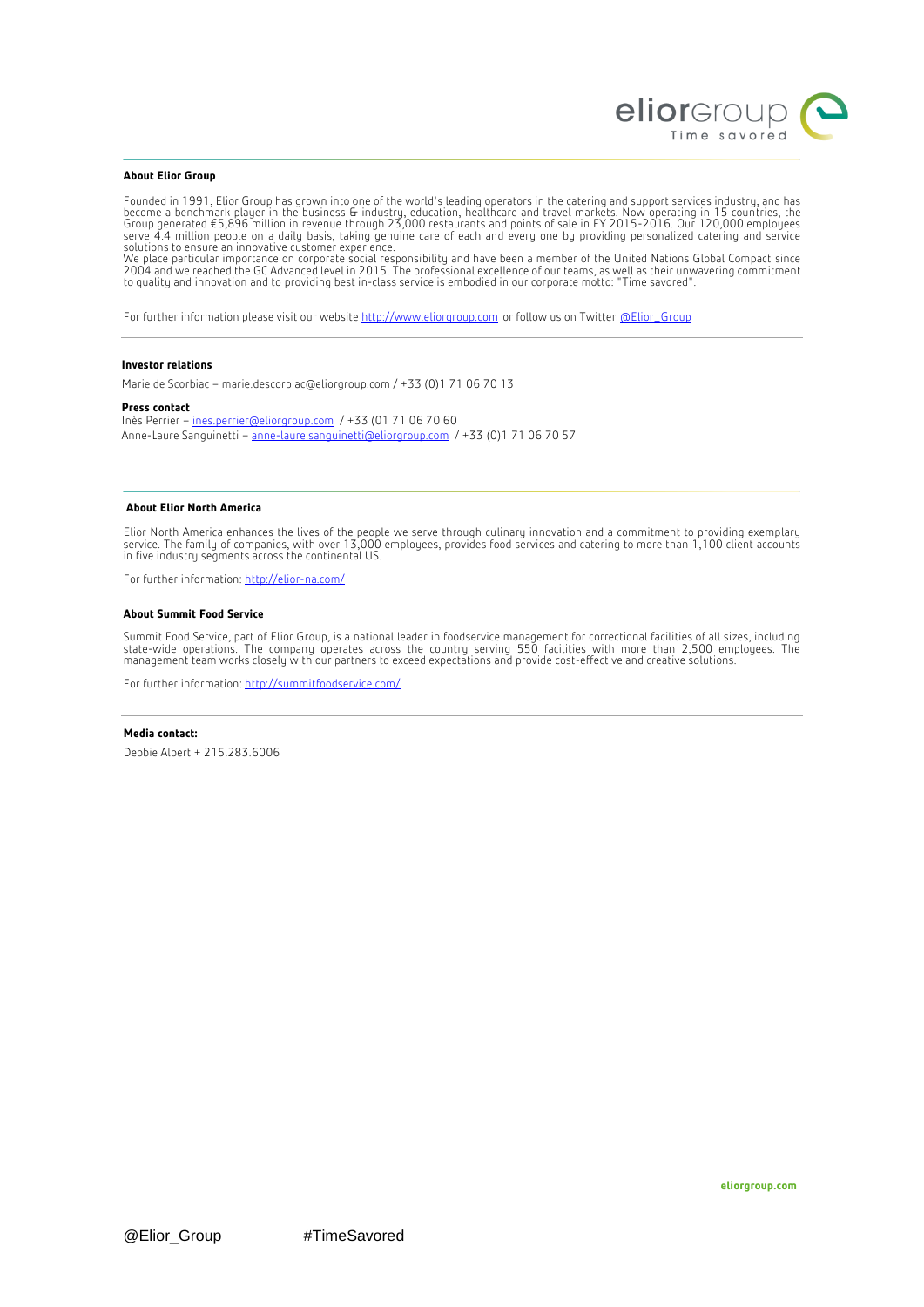## About Elior Group

Founded in 1991, Elior Group has grown into one of the world's leading operators in the catering and support services industry, and has become a benchmark player in the business & industry, education, healthcare and travel markets. Now operating in 15 countries, the Group generated €5,896 million in revenue through 23,000 restaurants and points of sale in FY 2015-2016. Our 120,000 employees serve 4.4 million people on a daily basis, taking genuine care of each and every one by providing personalized catering and service solutions to ensure an innovative customer experience.
We place particular importance on corporate social responsibility and have been a member of the United Nations Global Compact since 2004 and we reached the GC Advanced level in 2015. The professional excellence of our teams, as well as their unwavering commitment to quality and innovation and to providing best in-class service is embodied in our corporate motto: "Time savored".

For further information please visit our website http://www.eliorgroup.com or follow us on Twitter @Elior_Group

**Investor relations**

Marie de Scorbiac – marie.descorbiac@eliorgroup.com / +33 (0)1 71 06 70 13

**Press contact**
Inès Perrier – ines.perrier@eliorgroup.com / +33 (01 71 06 70 60
Anne-Laure Sanguinetti – anne-laure.sanguinetti@eliorgroup.com / +33 (0)1 71 06 70 57

## About Elior North America

Elior North America enhances the lives of the people we serve through culinary innovation and a commitment to providing exemplary service. The family of companies, with over 13,000 employees, provides food services and catering to more than 1,100 client accounts in five industry segments across the continental US.

For further information: http://elior-na.com/

## About Summit Food Service

Summit Food Service, part of Elior Group, is a national leader in foodservice management for correctional facilities of all sizes, including state-wide operations. The company operates across the country serving 550 facilities with more than 2,500 employees. The management team works closely with our partners to exceed expectations and provide cost-effective and creative solutions.

For further information: http://summitfoodservice.com/

**Media contact:**

Debbie Albert + 215.283.6006

eliorgroup.com

@Elior_Group #TimeSavored